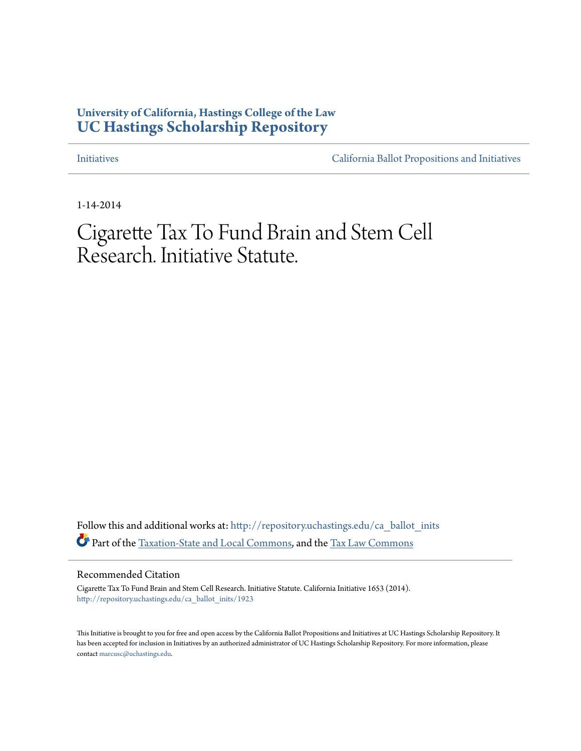**University of California, Hastings College of the Law**
**UC Hastings Scholarship Repository**

Initiatives | California Ballot Propositions and Initiatives

1-14-2014

# Cigarette Tax To Fund Brain and Stem Cell Research. Initiative Statute.

Follow this and additional works at: http://repository.uchastings.edu/ca_ballot_inits

Part of the Taxation-State and Local Commons, and the Tax Law Commons

## Recommended Citation

Cigarette Tax To Fund Brain and Stem Cell Research. Initiative Statute. California Initiative 1653 (2014).
http://repository.uchastings.edu/ca_ballot_inits/1923

This Initiative is brought to you for free and open access by the California Ballot Propositions and Initiatives at UC Hastings Scholarship Repository. It has been accepted for inclusion in Initiatives by an authorized administrator of UC Hastings Scholarship Repository. For more information, please contact marcusc@uchastings.edu.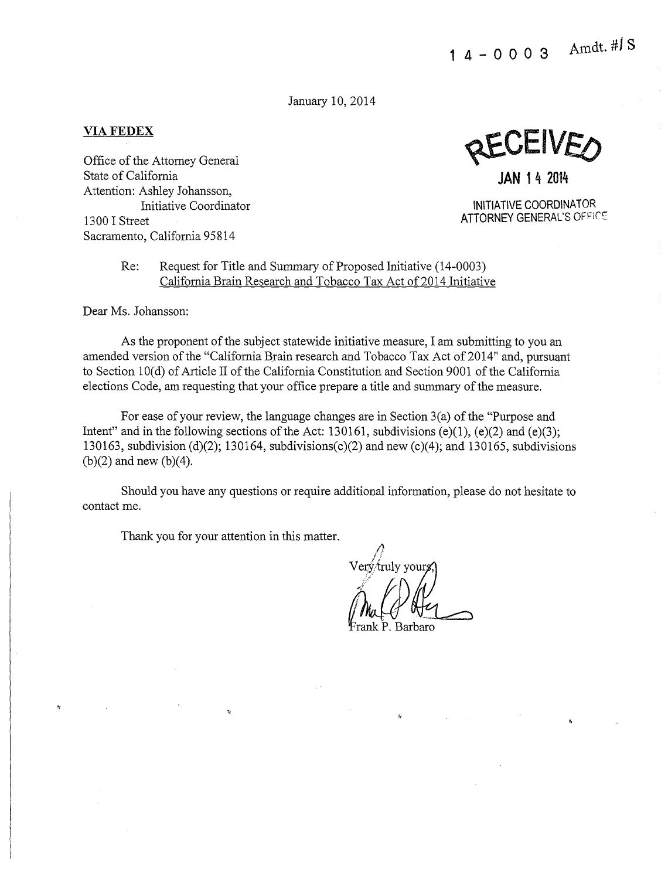14-0003 Amdt. #1 S

January 10, 2014

**VIA FEDEX**

Office of the Attorney General
State of California
Attention: Ashley Johansson,
Initiative Coordinator
1300 I Street
Sacramento, California 95814

RECEIVED
JAN 14 2014
INITIATIVE COORDINATOR
ATTORNEY GENERAL'S OFFICE

Re: Request for Title and Summary of Proposed Initiative (14-0003)
California Brain Research and Tobacco Tax Act of 2014 Initiative

Dear Ms. Johansson:

As the proponent of the subject statewide initiative measure, I am submitting to you an amended version of the "California Brain research and Tobacco Tax Act of 2014" and, pursuant to Section 10(d) of Article II of the California Constitution and Section 9001 of the California elections Code, am requesting that your office prepare a title and summary of the measure.

For ease of your review, the language changes are in Section 3(a) of the "Purpose and Intent" and in the following sections of the Act: 130161, subdivisions (e)(1), (e)(2) and (e)(3); 130163, subdivision (d)(2); 130164, subdivisions(c)(2) and new (c)(4); and 130165, subdivisions (b)(2) and new (b)(4).

Should you have any questions or require additional information, please do not hesitate to contact me.

Thank you for your attention in this matter.

Very truly yours,

Frank P. Barbaro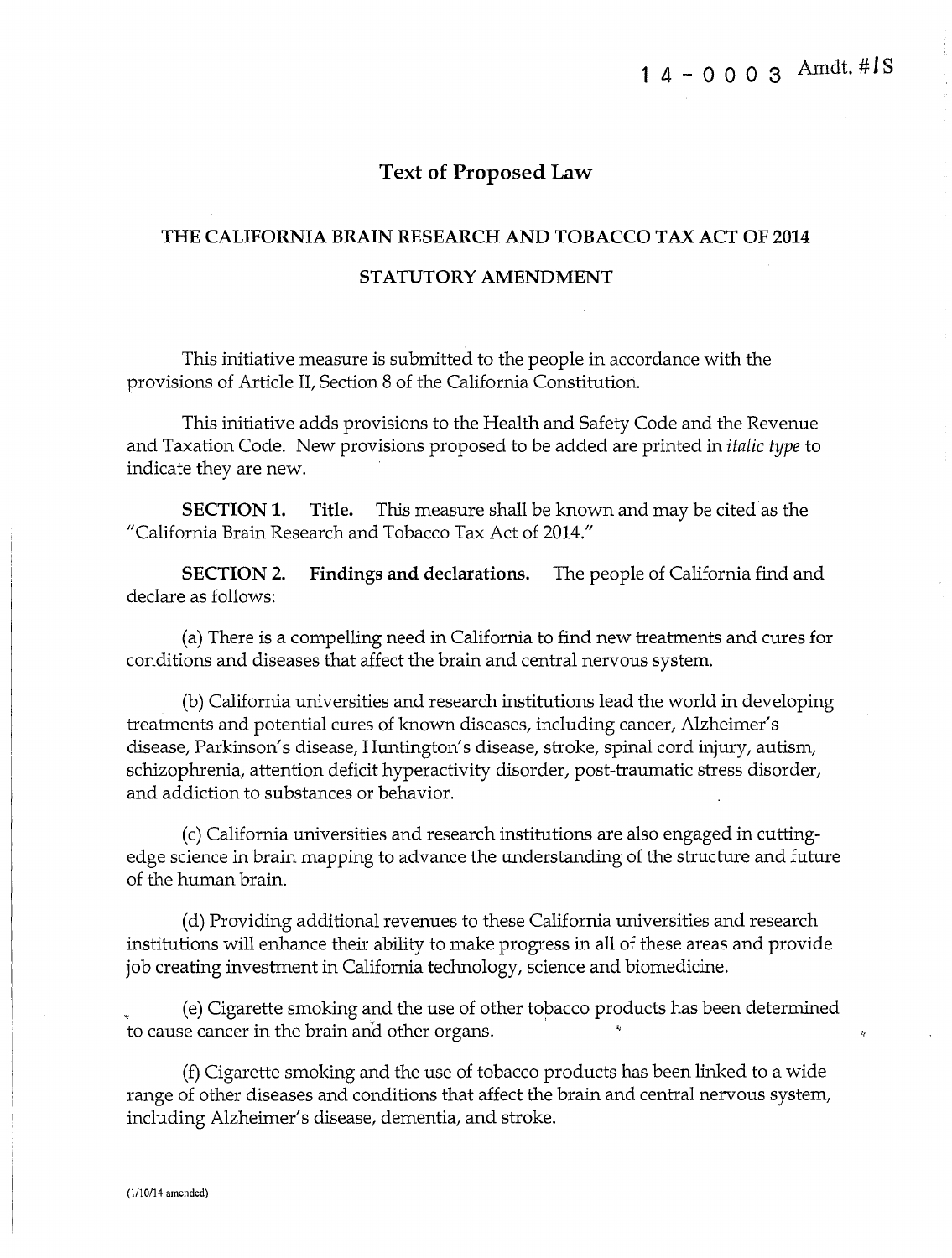14 - 0003 Amdt. #1S

## Text of Proposed Law

### THE CALIFORNIA BRAIN RESEARCH AND TOBACCO TAX ACT OF 2014

### STATUTORY AMENDMENT

This initiative measure is submitted to the people in accordance with the provisions of Article II, Section 8 of the California Constitution.

This initiative adds provisions to the Health and Safety Code and the Revenue and Taxation Code. New provisions proposed to be added are printed in *italic type* to indicate they are new.

**SECTION 1. Title.** This measure shall be known and may be cited as the "California Brain Research and Tobacco Tax Act of 2014."

**SECTION 2. Findings and declarations.** The people of California find and declare as follows:

(a) There is a compelling need in California to find new treatments and cures for conditions and diseases that affect the brain and central nervous system.

(b) California universities and research institutions lead the world in developing treatments and potential cures of known diseases, including cancer, Alzheimer's disease, Parkinson's disease, Huntington's disease, stroke, spinal cord injury, autism, schizophrenia, attention deficit hyperactivity disorder, post-traumatic stress disorder, and addiction to substances or behavior.

(c) California universities and research institutions are also engaged in cutting-edge science in brain mapping to advance the understanding of the structure and future of the human brain.

(d) Providing additional revenues to these California universities and research institutions will enhance their ability to make progress in all of these areas and provide job creating investment in California technology, science and biomedicine.

(e) Cigarette smoking and the use of other tobacco products has been determined to cause cancer in the brain and other organs.

(f) Cigarette smoking and the use of tobacco products has been linked to a wide range of other diseases and conditions that affect the brain and central nervous system, including Alzheimer's disease, dementia, and stroke.

(1/10/14 amended)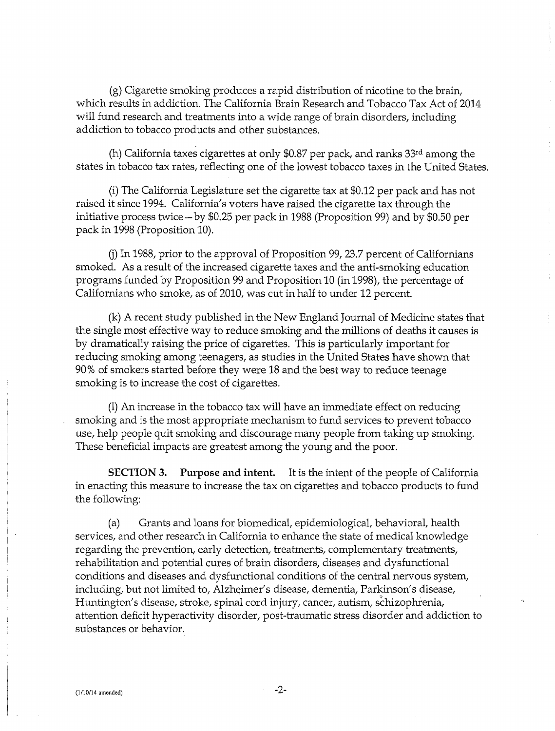(g) Cigarette smoking produces a rapid distribution of nicotine to the brain, which results in addiction. The California Brain Research and Tobacco Tax Act of 2014 will fund research and treatments into a wide range of brain disorders, including addiction to tobacco products and other substances.

(h) California taxes cigarettes at only $0.87 per pack, and ranks 33rd among the states in tobacco tax rates, reflecting one of the lowest tobacco taxes in the United States.

(i) The California Legislature set the cigarette tax at $0.12 per pack and has not raised it since 1994. California's voters have raised the cigarette tax through the initiative process twice – by $0.25 per pack in 1988 (Proposition 99) and by $0.50 per pack in 1998 (Proposition 10).

(j) In 1988, prior to the approval of Proposition 99, 23.7 percent of Californians smoked. As a result of the increased cigarette taxes and the anti-smoking education programs funded by Proposition 99 and Proposition 10 (in 1998), the percentage of Californians who smoke, as of 2010, was cut in half to under 12 percent.

(k) A recent study published in the New England Journal of Medicine states that the single most effective way to reduce smoking and the millions of deaths it causes is by dramatically raising the price of cigarettes. This is particularly important for reducing smoking among teenagers, as studies in the United States have shown that 90% of smokers started before they were 18 and the best way to reduce teenage smoking is to increase the cost of cigarettes.

(l) An increase in the tobacco tax will have an immediate effect on reducing smoking and is the most appropriate mechanism to fund services to prevent tobacco use, help people quit smoking and discourage many people from taking up smoking. These beneficial impacts are greatest among the young and the poor.

**SECTION 3. Purpose and intent.** It is the intent of the people of California in enacting this measure to increase the tax on cigarettes and tobacco products to fund the following:

(a) Grants and loans for biomedical, epidemiological, behavioral, health services, and other research in California to enhance the state of medical knowledge regarding the prevention, early detection, treatments, complementary treatments, rehabilitation and potential cures of brain disorders, diseases and dysfunctional conditions and diseases and dysfunctional conditions of the central nervous system, including, but not limited to, Alzheimer's disease, dementia, Parkinson's disease, Huntington's disease, stroke, spinal cord injury, cancer, autism, schizophrenia, attention deficit hyperactivity disorder, post-traumatic stress disorder and addiction to substances or behavior.

(1/10/14 amended)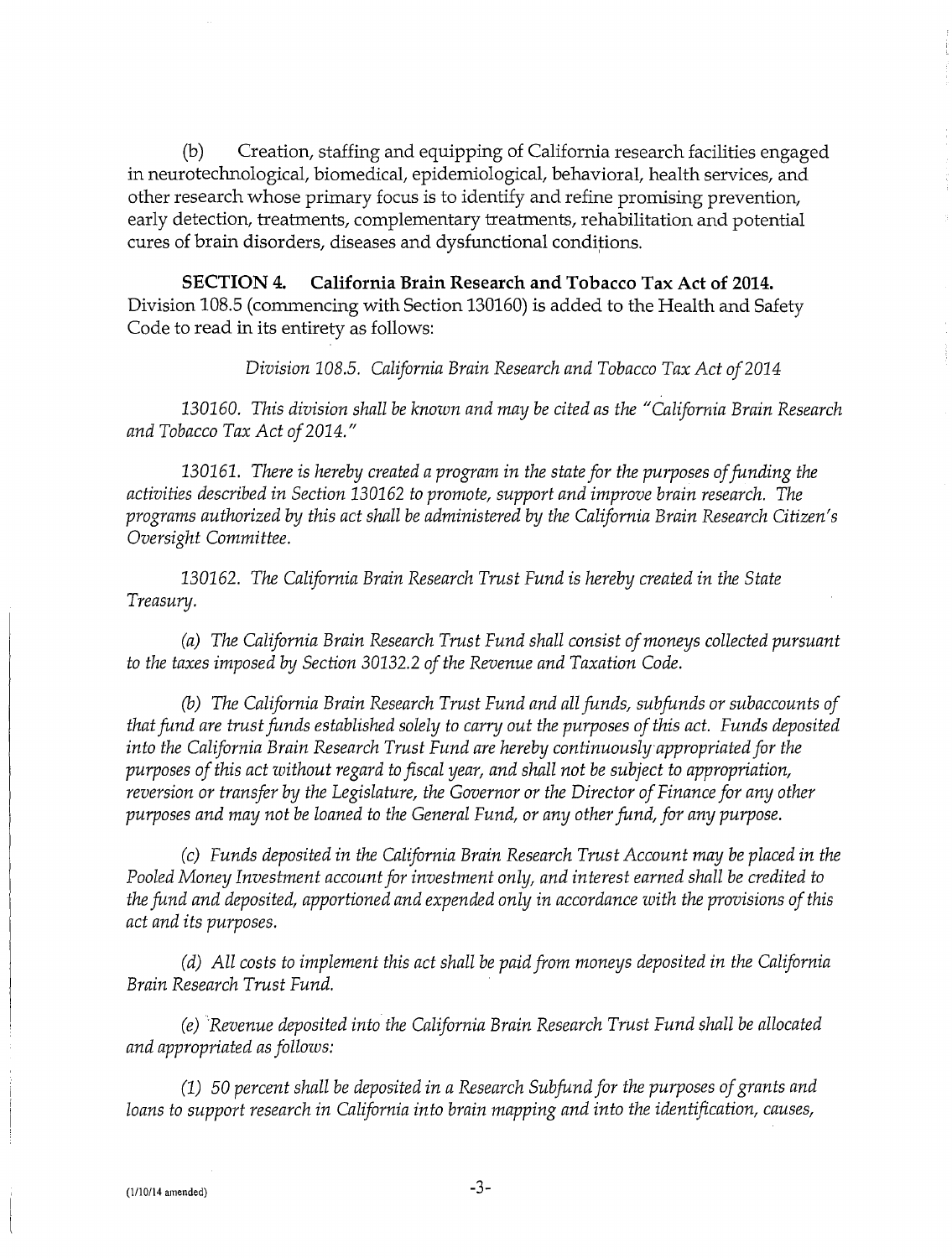(b) Creation, staffing and equipping of California research facilities engaged in neurotechnological, biomedical, epidemiological, behavioral, health services, and other research whose primary focus is to identify and refine promising prevention, early detection, treatments, complementary treatments, rehabilitation and potential cures of brain disorders, diseases and dysfunctional conditions.

**SECTION 4. California Brain Research and Tobacco Tax Act of 2014.** Division 108.5 (commencing with Section 130160) is added to the Health and Safety Code to read in its entirety as follows:

*Division 108.5. California Brain Research and Tobacco Tax Act of 2014*

*130160. This division shall be known and may be cited as the "California Brain Research and Tobacco Tax Act of 2014."*

*130161. There is hereby created a program in the state for the purposes of funding the activities described in Section 130162 to promote, support and improve brain research. The programs authorized by this act shall be administered by the California Brain Research Citizen's Oversight Committee.*

*130162. The California Brain Research Trust Fund is hereby created in the State Treasury.*

*(a) The California Brain Research Trust Fund shall consist of moneys collected pursuant to the taxes imposed by Section 30132.2 of the Revenue and Taxation Code.*

*(b) The California Brain Research Trust Fund and all funds, subfunds or subaccounts of that fund are trust funds established solely to carry out the purposes of this act. Funds deposited into the California Brain Research Trust Fund are hereby continuously appropriated for the purposes of this act without regard to fiscal year, and shall not be subject to appropriation, reversion or transfer by the Legislature, the Governor or the Director of Finance for any other purposes and may not be loaned to the General Fund, or any other fund, for any purpose.*

*(c) Funds deposited in the California Brain Research Trust Account may be placed in the Pooled Money Investment account for investment only, and interest earned shall be credited to the fund and deposited, apportioned and expended only in accordance with the provisions of this act and its purposes.*

*(d) All costs to implement this act shall be paid from moneys deposited in the California Brain Research Trust Fund.*

*(e) Revenue deposited into the California Brain Research Trust Fund shall be allocated and appropriated as follows:*

*(1) 50 percent shall be deposited in a Research Subfund for the purposes of grants and loans to support research in California into brain mapping and into the identification, causes,*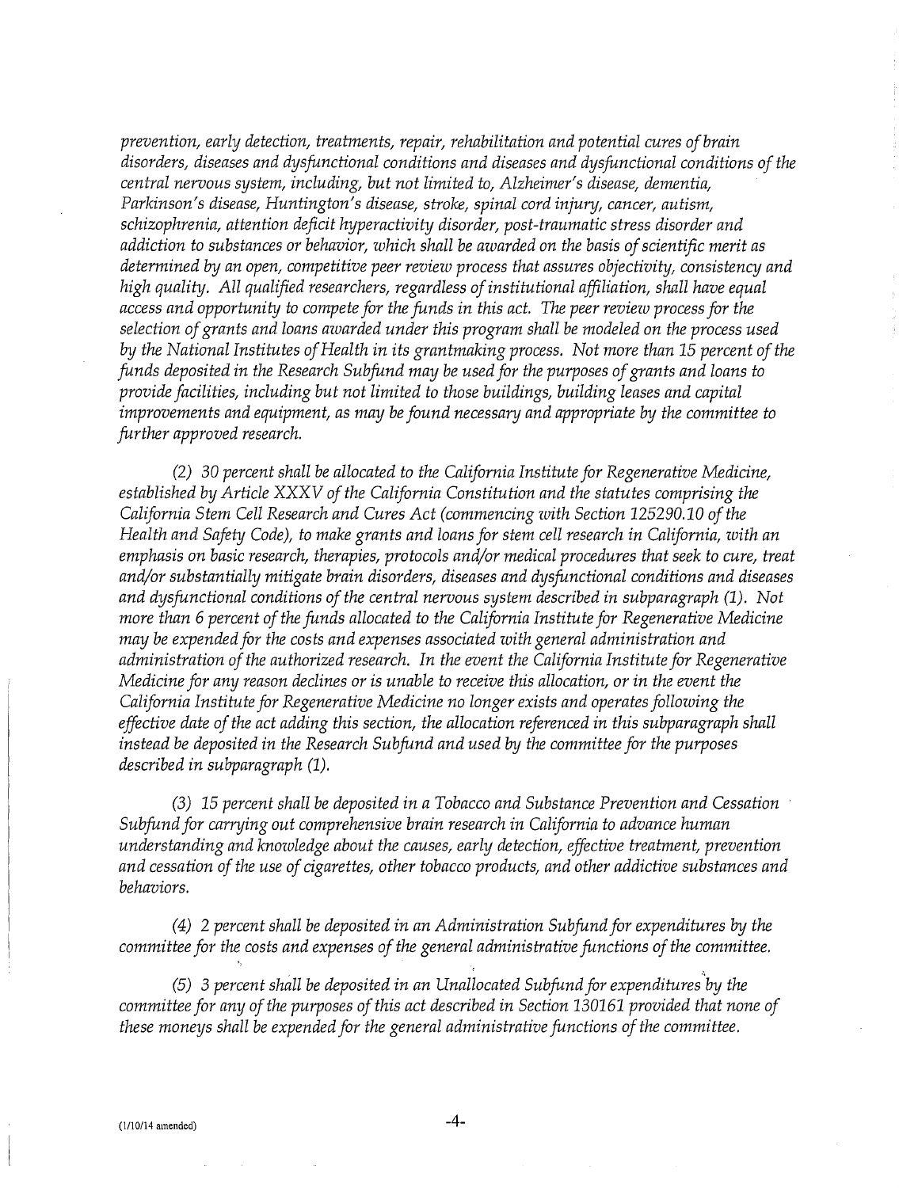*prevention, early detection, treatments, repair, rehabilitation and potential cures of brain disorders, diseases and dysfunctional conditions and diseases and dysfunctional conditions of the central nervous system, including, but not limited to, Alzheimer's disease, dementia, Parkinson's disease, Huntington's disease, stroke, spinal cord injury, cancer, autism, schizophrenia, attention deficit hyperactivity disorder, post-traumatic stress disorder and addiction to substances or behavior, which shall be awarded on the basis of scientific merit as determined by an open, competitive peer review process that assures objectivity, consistency and high quality. All qualified researchers, regardless of institutional affiliation, shall have equal access and opportunity to compete for the funds in this act. The peer review process for the selection of grants and loans awarded under this program shall be modeled on the process used by the National Institutes of Health in its grantmaking process. Not more than 15 percent of the funds deposited in the Research Subfund may be used for the purposes of grants and loans to provide facilities, including but not limited to those buildings, building leases and capital improvements and equipment, as may be found necessary and appropriate by the committee to further approved research.*

*(2) 30 percent shall be allocated to the California Institute for Regenerative Medicine, established by Article XXXV of the California Constitution and the statutes comprising the California Stem Cell Research and Cures Act (commencing with Section 125290.10 of the Health and Safety Code), to make grants and loans for stem cell research in California, with an emphasis on basic research, therapies, protocols and/or medical procedures that seek to cure, treat and/or substantially mitigate brain disorders, diseases and dysfunctional conditions and diseases and dysfunctional conditions of the central nervous system described in subparagraph (1). Not more than 6 percent of the funds allocated to the California Institute for Regenerative Medicine may be expended for the costs and expenses associated with general administration and administration of the authorized research. In the event the California Institute for Regenerative Medicine for any reason declines or is unable to receive this allocation, or in the event the California Institute for Regenerative Medicine no longer exists and operates following the effective date of the act adding this section, the allocation referenced in this subparagraph shall instead be deposited in the Research Subfund and used by the committee for the purposes described in subparagraph (1).*

*(3) 15 percent shall be deposited in a Tobacco and Substance Prevention and Cessation Subfund for carrying out comprehensive brain research in California to advance human understanding and knowledge about the causes, early detection, effective treatment, prevention and cessation of the use of cigarettes, other tobacco products, and other addictive substances and behaviors.*

*(4) 2 percent shall be deposited in an Administration Subfund for expenditures by the committee for the costs and expenses of the general administrative functions of the committee.*

*(5) 3 percent shall be deposited in an Unallocated Subfund for expenditures by the committee for any of the purposes of this act described in Section 130161 provided that none of these moneys shall be expended for the general administrative functions of the committee.*

(1/10/14 amended)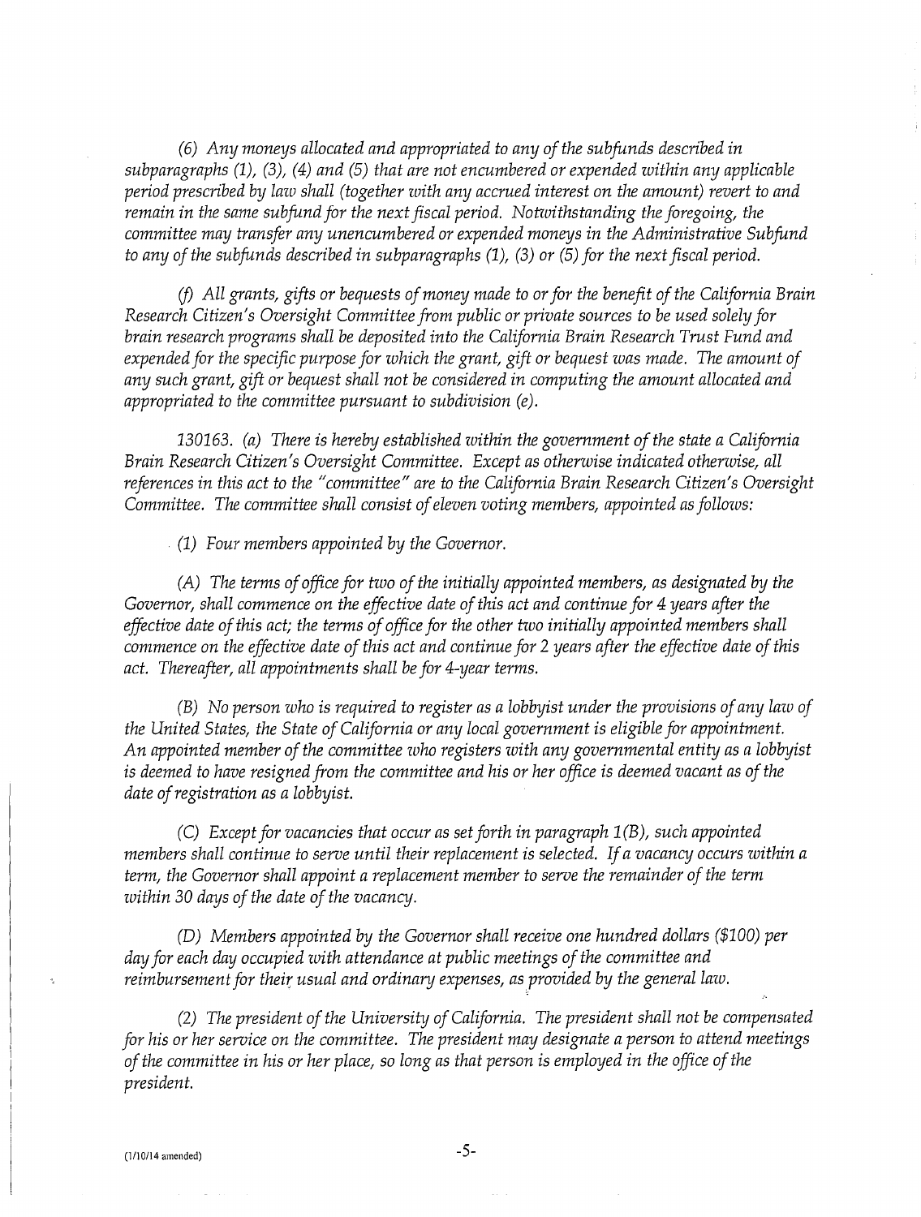*(6) Any moneys allocated and appropriated to any of the subfunds described in subparagraphs (1), (3), (4) and (5) that are not encumbered or expended within any applicable period prescribed by law shall (together with any accrued interest on the amount) revert to and remain in the same subfund for the next fiscal period. Notwithstanding the foregoing, the committee may transfer any unencumbered or expended moneys in the Administrative Subfund to any of the subfunds described in subparagraphs (1), (3) or (5) for the next fiscal period.*

*(f) All grants, gifts or bequests of money made to or for the benefit of the California Brain Research Citizen's Oversight Committee from public or private sources to be used solely for brain research programs shall be deposited into the California Brain Research Trust Fund and expended for the specific purpose for which the grant, gift or bequest was made. The amount of any such grant, gift or bequest shall not be considered in computing the amount allocated and appropriated to the committee pursuant to subdivision (e).*

*130163. (a) There is hereby established within the government of the state a California Brain Research Citizen's Oversight Committee. Except as otherwise indicated otherwise, all references in this act to the "committee" are to the California Brain Research Citizen's Oversight Committee. The committee shall consist of eleven voting members, appointed as follows:*

*(1) Four members appointed by the Governor.*

*(A) The terms of office for two of the initially appointed members, as designated by the Governor, shall commence on the effective date of this act and continue for 4 years after the effective date of this act; the terms of office for the other two initially appointed members shall commence on the effective date of this act and continue for 2 years after the effective date of this act. Thereafter, all appointments shall be for 4-year terms.*

*(B) No person who is required to register as a lobbyist under the provisions of any law of the United States, the State of California or any local government is eligible for appointment. An appointed member of the committee who registers with any governmental entity as a lobbyist is deemed to have resigned from the committee and his or her office is deemed vacant as of the date of registration as a lobbyist.*

*(C) Except for vacancies that occur as set forth in paragraph 1(B), such appointed members shall continue to serve until their replacement is selected. If a vacancy occurs within a term, the Governor shall appoint a replacement member to serve the remainder of the term within 30 days of the date of the vacancy.*

*(D) Members appointed by the Governor shall receive one hundred dollars ($100) per day for each day occupied with attendance at public meetings of the committee and reimbursement for their usual and ordinary expenses, as provided by the general law.*

*(2) The president of the University of California. The president shall not be compensated for his or her service on the committee. The president may designate a person to attend meetings of the committee in his or her place, so long as that person is employed in the office of the president.*

(1/10/14 amended)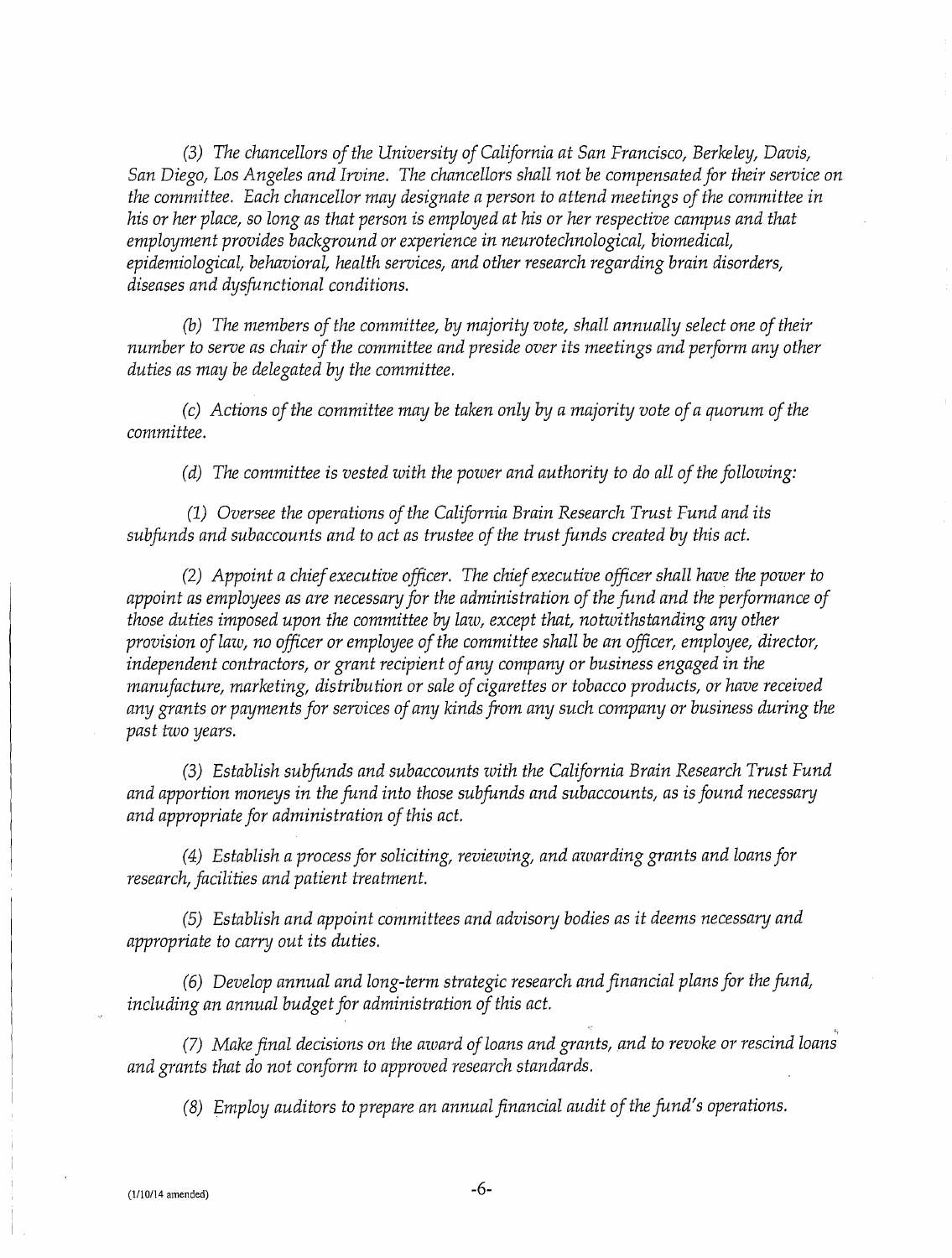*(3) The chancellors of the University of California at San Francisco, Berkeley, Davis, San Diego, Los Angeles and Irvine. The chancellors shall not be compensated for their service on the committee. Each chancellor may designate a person to attend meetings of the committee in his or her place, so long as that person is employed at his or her respective campus and that employment provides background or experience in neurotechnological, biomedical, epidemiological, behavioral, health services, and other research regarding brain disorders, diseases and dysfunctional conditions.*

*(b) The members of the committee, by majority vote, shall annually select one of their number to serve as chair of the committee and preside over its meetings and perform any other duties as may be delegated by the committee.*

*(c) Actions of the committee may be taken only by a majority vote of a quorum of the committee.*

*(d) The committee is vested with the power and authority to do all of the following:*

*(1) Oversee the operations of the California Brain Research Trust Fund and its subfunds and subaccounts and to act as trustee of the trust funds created by this act.*

*(2) Appoint a chief executive officer. The chief executive officer shall have the power to appoint as employees as are necessary for the administration of the fund and the performance of those duties imposed upon the committee by law, except that, notwithstanding any other provision of law, no officer or employee of the committee shall be an officer, employee, director, independent contractors, or grant recipient of any company or business engaged in the manufacture, marketing, distribution or sale of cigarettes or tobacco products, or have received any grants or payments for services of any kinds from any such company or business during the past two years.*

*(3) Establish subfunds and subaccounts with the California Brain Research Trust Fund and apportion moneys in the fund into those subfunds and subaccounts, as is found necessary and appropriate for administration of this act.*

*(4) Establish a process for soliciting, reviewing, and awarding grants and loans for research, facilities and patient treatment.*

*(5) Establish and appoint committees and advisory bodies as it deems necessary and appropriate to carry out its duties.*

*(6) Develop annual and long-term strategic research and financial plans for the fund, including an annual budget for administration of this act.*

*(7) Make final decisions on the award of loans and grants, and to revoke or rescind loans and grants that do not conform to approved research standards.*

*(8) Employ auditors to prepare an annual financial audit of the fund's operations.*

(1/10/14 amended)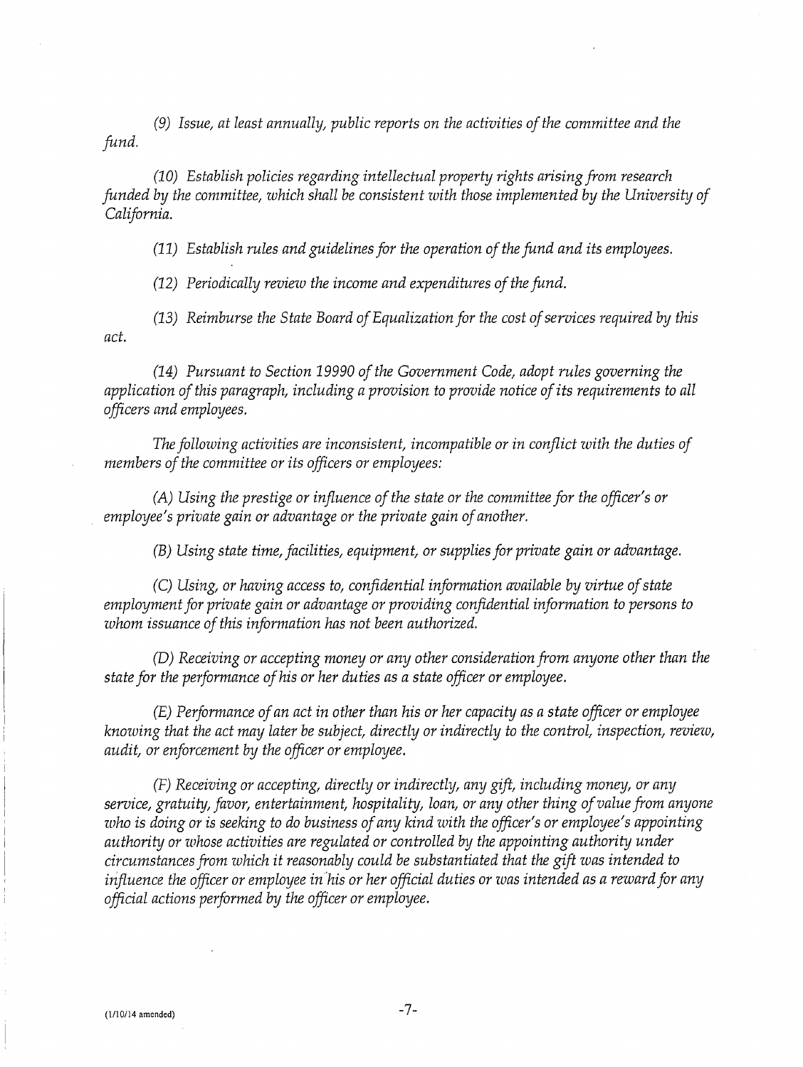*(9) Issue, at least annually, public reports on the activities of the committee and the fund.*

*(10) Establish policies regarding intellectual property rights arising from research funded by the committee, which shall be consistent with those implemented by the University of California.*

*(11) Establish rules and guidelines for the operation of the fund and its employees.*

*(12) Periodically review the income and expenditures of the fund.*

*(13) Reimburse the State Board of Equalization for the cost of services required by this act.*

*(14) Pursuant to Section 19990 of the Government Code, adopt rules governing the application of this paragraph, including a provision to provide notice of its requirements to all officers and employees.*

*The following activities are inconsistent, incompatible or in conflict with the duties of members of the committee or its officers or employees:*

*(A) Using the prestige or influence of the state or the committee for the officer's or employee's private gain or advantage or the private gain of another.*

*(B) Using state time, facilities, equipment, or supplies for private gain or advantage.*

*(C) Using, or having access to, confidential information available by virtue of state employment for private gain or advantage or providing confidential information to persons to whom issuance of this information has not been authorized.*

*(D) Receiving or accepting money or any other consideration from anyone other than the state for the performance of his or her duties as a state officer or employee.*

*(E) Performance of an act in other than his or her capacity as a state officer or employee knowing that the act may later be subject, directly or indirectly to the control, inspection, review, audit, or enforcement by the officer or employee.*

*(F) Receiving or accepting, directly or indirectly, any gift, including money, or any service, gratuity, favor, entertainment, hospitality, loan, or any other thing of value from anyone who is doing or is seeking to do business of any kind with the officer's or employee's appointing authority or whose activities are regulated or controlled by the appointing authority under circumstances from which it reasonably could be substantiated that the gift was intended to influence the officer or employee in his or her official duties or was intended as a reward for any official actions performed by the officer or employee.*

(1/10/14 amended)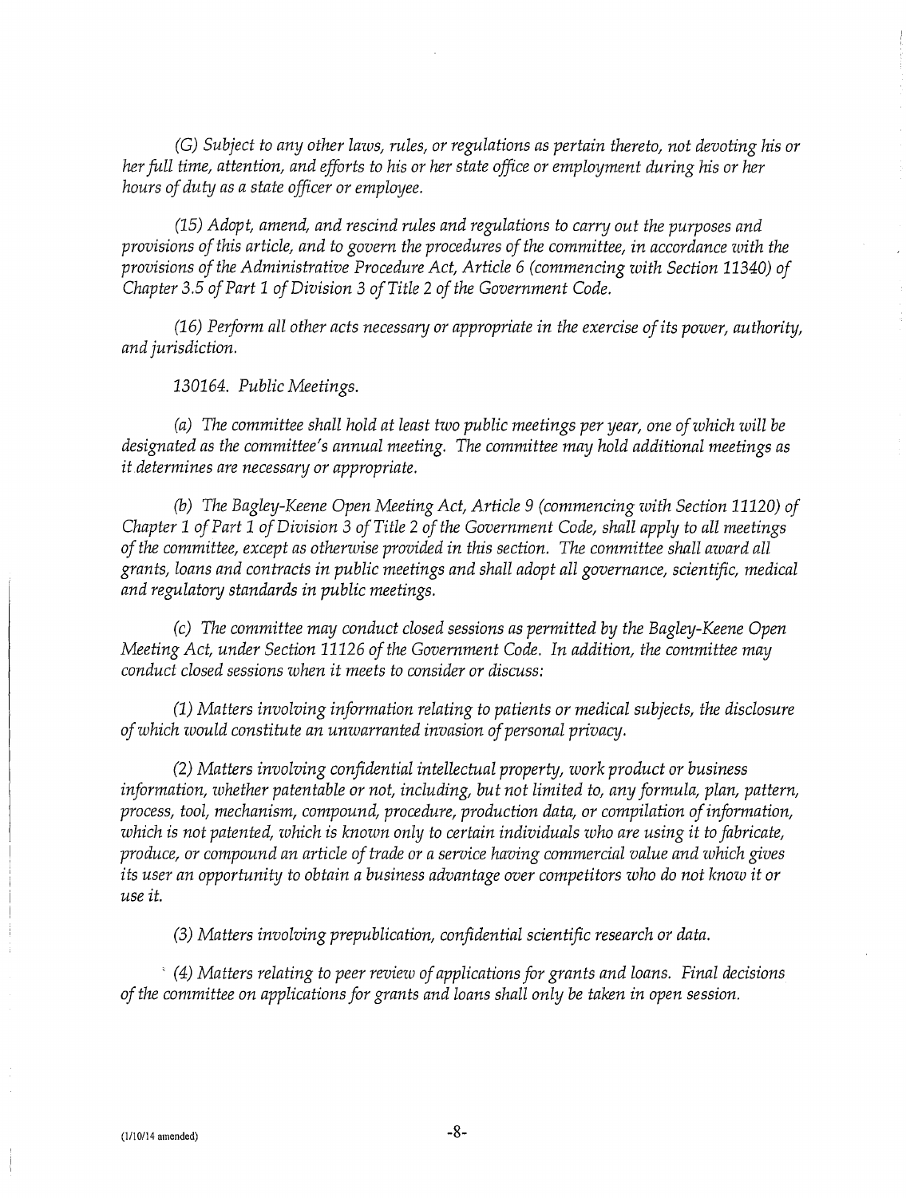*(G) Subject to any other laws, rules, or regulations as pertain thereto, not devoting his or her full time, attention, and efforts to his or her state office or employment during his or her hours of duty as a state officer or employee.*

*(15) Adopt, amend, and rescind rules and regulations to carry out the purposes and provisions of this article, and to govern the procedures of the committee, in accordance with the provisions of the Administrative Procedure Act, Article 6 (commencing with Section 11340) of Chapter 3.5 of Part 1 of Division 3 of Title 2 of the Government Code.*

*(16) Perform all other acts necessary or appropriate in the exercise of its power, authority, and jurisdiction.*

*130164. Public Meetings.*

*(a) The committee shall hold at least two public meetings per year, one of which will be designated as the committee's annual meeting. The committee may hold additional meetings as it determines are necessary or appropriate.*

*(b) The Bagley-Keene Open Meeting Act, Article 9 (commencing with Section 11120) of Chapter 1 of Part 1 of Division 3 of Title 2 of the Government Code, shall apply to all meetings of the committee, except as otherwise provided in this section. The committee shall award all grants, loans and contracts in public meetings and shall adopt all governance, scientific, medical and regulatory standards in public meetings.*

*(c) The committee may conduct closed sessions as permitted by the Bagley-Keene Open Meeting Act, under Section 11126 of the Government Code. In addition, the committee may conduct closed sessions when it meets to consider or discuss:*

*(1) Matters involving information relating to patients or medical subjects, the disclosure of which would constitute an unwarranted invasion of personal privacy.*

*(2) Matters involving confidential intellectual property, work product or business information, whether patentable or not, including, but not limited to, any formula, plan, pattern, process, tool, mechanism, compound, procedure, production data, or compilation of information, which is not patented, which is known only to certain individuals who are using it to fabricate, produce, or compound an article of trade or a service having commercial value and which gives its user an opportunity to obtain a business advantage over competitors who do not know it or use it.*

*(3) Matters involving prepublication, confidential scientific research or data.*

*(4) Matters relating to peer review of applications for grants and loans. Final decisions of the committee on applications for grants and loans shall only be taken in open session.*

(1/10/14 amended)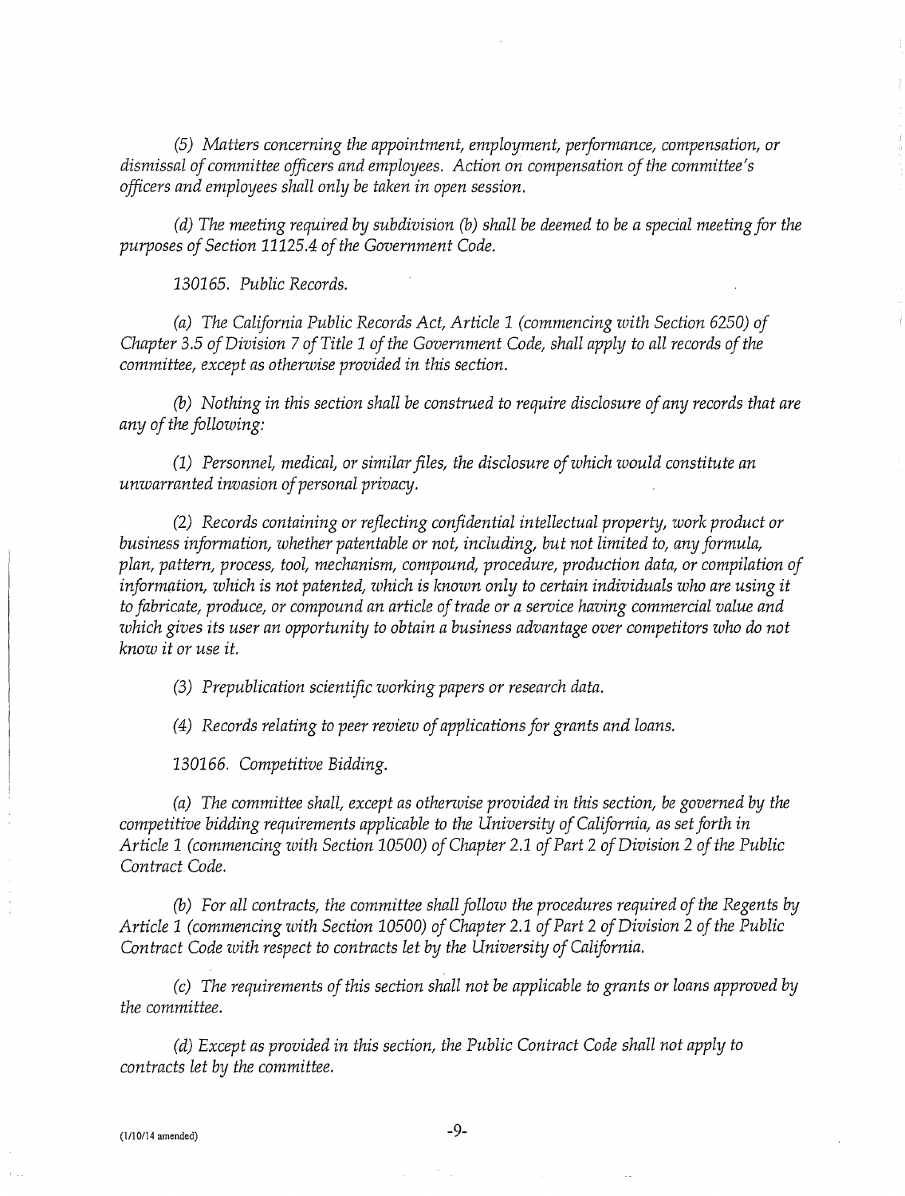*(5) Matters concerning the appointment, employment, performance, compensation, or dismissal of committee officers and employees. Action on compensation of the committee's officers and employees shall only be taken in open session.*

*(d) The meeting required by subdivision (b) shall be deemed to be a special meeting for the purposes of Section 11125.4 of the Government Code.*

*130165. Public Records.*

*(a) The California Public Records Act, Article 1 (commencing with Section 6250) of Chapter 3.5 of Division 7 of Title 1 of the Government Code, shall apply to all records of the committee, except as otherwise provided in this section.*

*(b) Nothing in this section shall be construed to require disclosure of any records that are any of the following:*

*(1) Personnel, medical, or similar files, the disclosure of which would constitute an unwarranted invasion of personal privacy.*

*(2) Records containing or reflecting confidential intellectual property, work product or business information, whether patentable or not, including, but not limited to, any formula, plan, pattern, process, tool, mechanism, compound, procedure, production data, or compilation of information, which is not patented, which is known only to certain individuals who are using it to fabricate, produce, or compound an article of trade or a service having commercial value and which gives its user an opportunity to obtain a business advantage over competitors who do not know it or use it.*

*(3) Prepublication scientific working papers or research data.*

*(4) Records relating to peer review of applications for grants and loans.*

*130166. Competitive Bidding.*

*(a) The committee shall, except as otherwise provided in this section, be governed by the competitive bidding requirements applicable to the University of California, as set forth in Article 1 (commencing with Section 10500) of Chapter 2.1 of Part 2 of Division 2 of the Public Contract Code.*

*(b) For all contracts, the committee shall follow the procedures required of the Regents by Article 1 (commencing with Section 10500) of Chapter 2.1 of Part 2 of Division 2 of the Public Contract Code with respect to contracts let by the University of California.*

*(c) The requirements of this section shall not be applicable to grants or loans approved by the committee.*

*(d) Except as provided in this section, the Public Contract Code shall not apply to contracts let by the committee.*

(1/10/14 amended)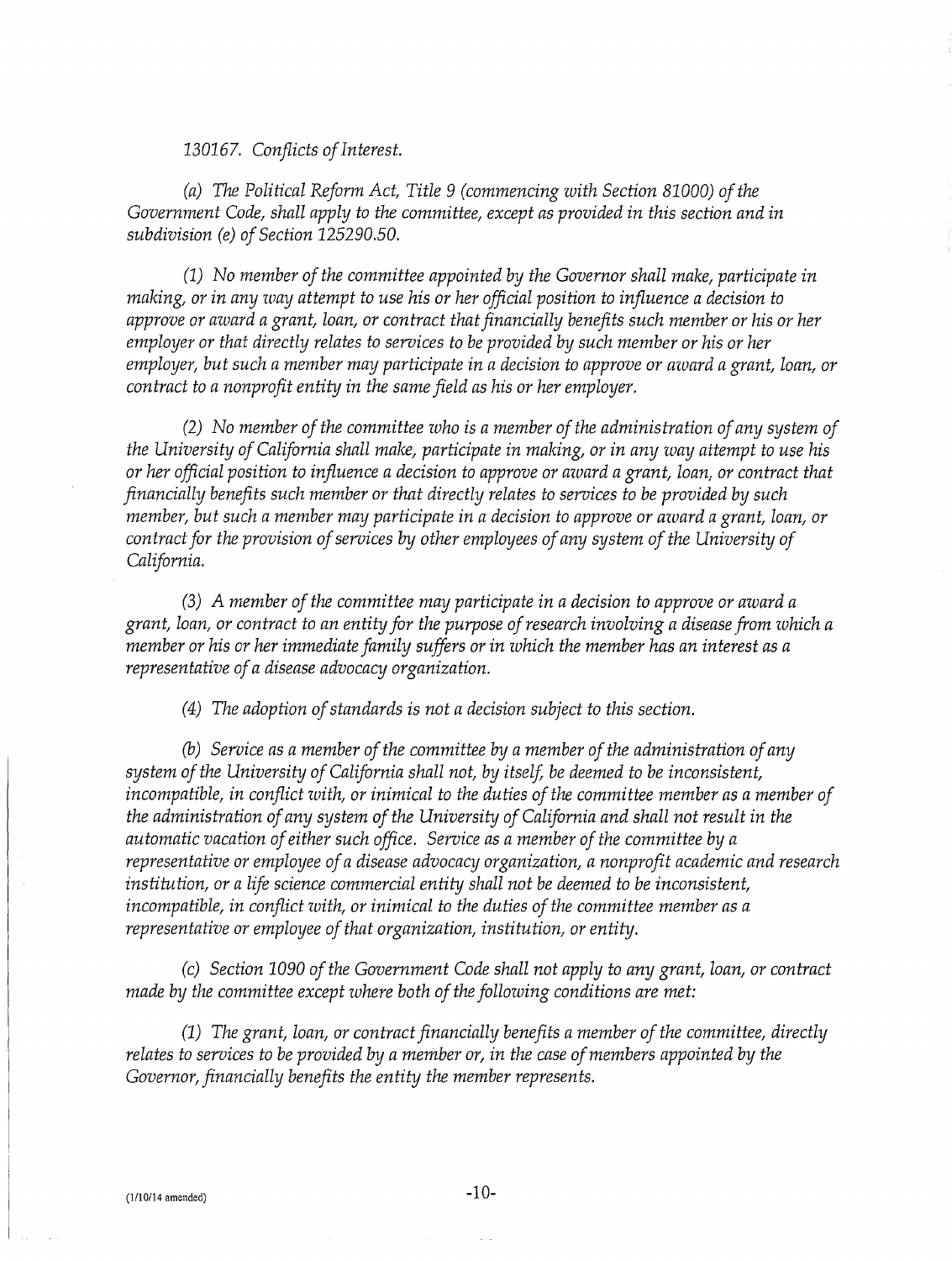*130167. Conflicts of Interest.*

*(a) The Political Reform Act, Title 9 (commencing with Section 81000) of the Government Code, shall apply to the committee, except as provided in this section and in subdivision (e) of Section 125290.50.*

*(1) No member of the committee appointed by the Governor shall make, participate in making, or in any way attempt to use his or her official position to influence a decision to approve or award a grant, loan, or contract that financially benefits such member or his or her employer or that directly relates to services to be provided by such member or his or her employer, but such a member may participate in a decision to approve or award a grant, loan, or contract to a nonprofit entity in the same field as his or her employer.*

*(2) No member of the committee who is a member of the administration of any system of the University of California shall make, participate in making, or in any way attempt to use his or her official position to influence a decision to approve or award a grant, loan, or contract that financially benefits such member or that directly relates to services to be provided by such member, but such a member may participate in a decision to approve or award a grant, loan, or contract for the provision of services by other employees of any system of the University of California.*

*(3) A member of the committee may participate in a decision to approve or award a grant, loan, or contract to an entity for the purpose of research involving a disease from which a member or his or her immediate family suffers or in which the member has an interest as a representative of a disease advocacy organization.*

*(4) The adoption of standards is not a decision subject to this section.*

*(b) Service as a member of the committee by a member of the administration of any system of the University of California shall not, by itself, be deemed to be inconsistent, incompatible, in conflict with, or inimical to the duties of the committee member as a member of the administration of any system of the University of California and shall not result in the automatic vacation of either such office. Service as a member of the committee by a representative or employee of a disease advocacy organization, a nonprofit academic and research institution, or a life science commercial entity shall not be deemed to be inconsistent, incompatible, in conflict with, or inimical to the duties of the committee member as a representative or employee of that organization, institution, or entity.*

*(c) Section 1090 of the Government Code shall not apply to any grant, loan, or contract made by the committee except where both of the following conditions are met:*

*(1) The grant, loan, or contract financially benefits a member of the committee, directly relates to services to be provided by a member or, in the case of members appointed by the Governor, financially benefits the entity the member represents.*

(1/10/14 amended)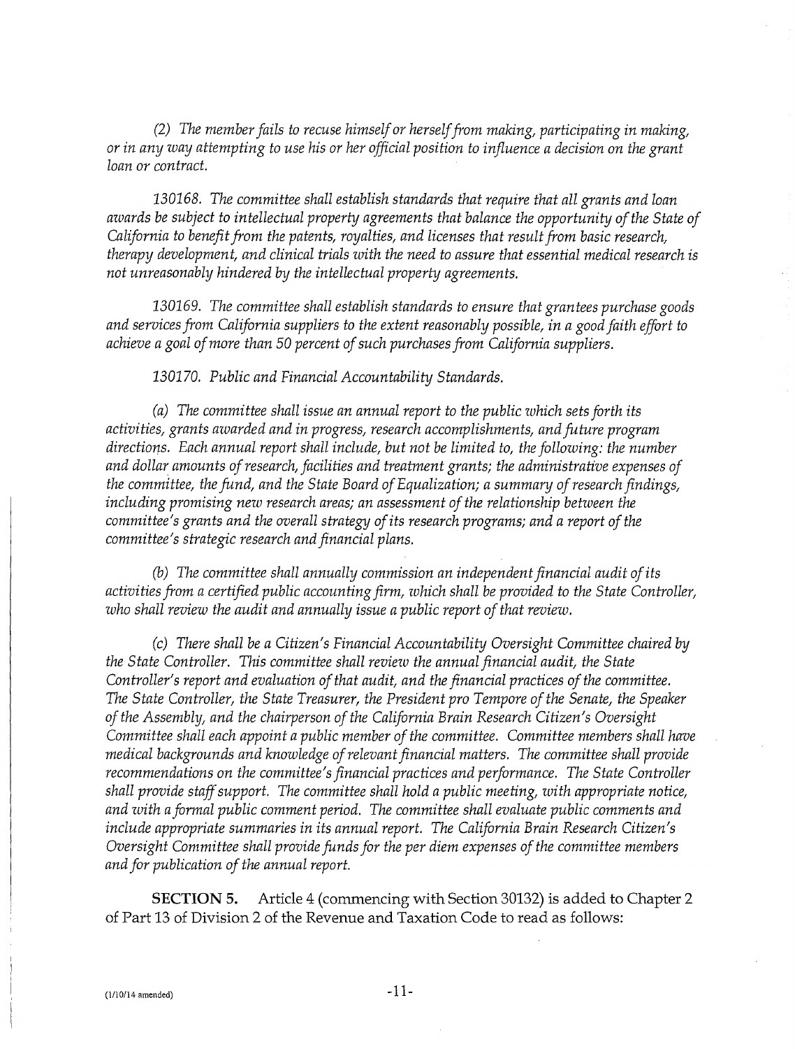*(2) The member fails to recuse himself or herself from making, participating in making, or in any way attempting to use his or her official position to influence a decision on the grant loan or contract.*

*130168. The committee shall establish standards that require that all grants and loan awards be subject to intellectual property agreements that balance the opportunity of the State of California to benefit from the patents, royalties, and licenses that result from basic research, therapy development, and clinical trials with the need to assure that essential medical research is not unreasonably hindered by the intellectual property agreements.*

*130169. The committee shall establish standards to ensure that grantees purchase goods and services from California suppliers to the extent reasonably possible, in a good faith effort to achieve a goal of more than 50 percent of such purchases from California suppliers.*

*130170. Public and Financial Accountability Standards.*

*(a) The committee shall issue an annual report to the public which sets forth its activities, grants awarded and in progress, research accomplishments, and future program directions. Each annual report shall include, but not be limited to, the following: the number and dollar amounts of research, facilities and treatment grants; the administrative expenses of the committee, the fund, and the State Board of Equalization; a summary of research findings, including promising new research areas; an assessment of the relationship between the committee's grants and the overall strategy of its research programs; and a report of the committee's strategic research and financial plans.*

*(b) The committee shall annually commission an independent financial audit of its activities from a certified public accounting firm, which shall be provided to the State Controller, who shall review the audit and annually issue a public report of that review.*

*(c) There shall be a Citizen's Financial Accountability Oversight Committee chaired by the State Controller. This committee shall review the annual financial audit, the State Controller's report and evaluation of that audit, and the financial practices of the committee. The State Controller, the State Treasurer, the President pro Tempore of the Senate, the Speaker of the Assembly, and the chairperson of the California Brain Research Citizen's Oversight Committee shall each appoint a public member of the committee. Committee members shall have medical backgrounds and knowledge of relevant financial matters. The committee shall provide recommendations on the committee's financial practices and performance. The State Controller shall provide staff support. The committee shall hold a public meeting, with appropriate notice, and with a formal public comment period. The committee shall evaluate public comments and include appropriate summaries in its annual report. The California Brain Research Citizen's Oversight Committee shall provide funds for the per diem expenses of the committee members and for publication of the annual report.*

**SECTION 5.** Article 4 (commencing with Section 30132) is added to Chapter 2 of Part 13 of Division 2 of the Revenue and Taxation Code to read as follows:

(1/10/14 amended)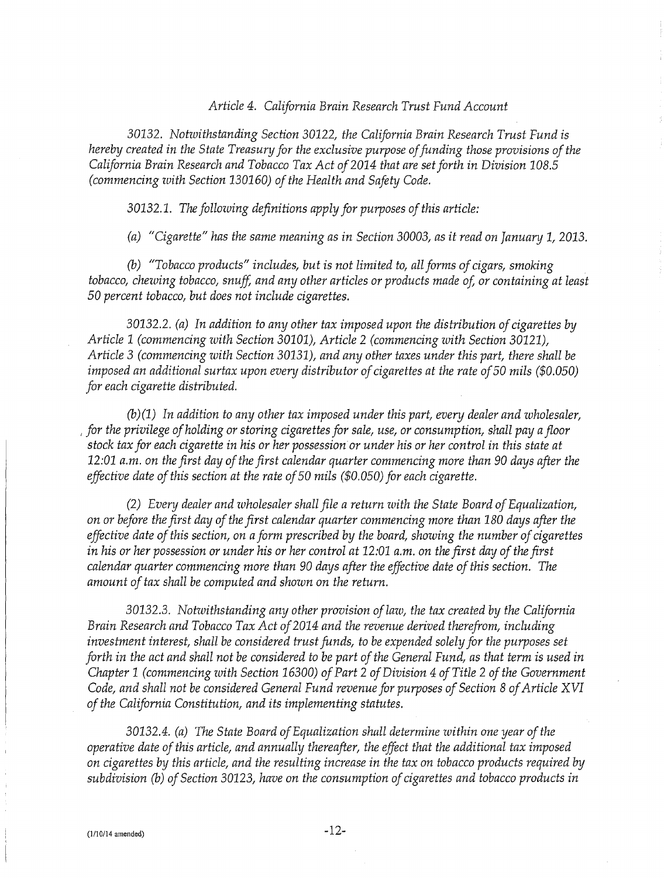*Article 4. California Brain Research Trust Fund Account*

*30132. Notwithstanding Section 30122, the California Brain Research Trust Fund is hereby created in the State Treasury for the exclusive purpose of funding those provisions of the California Brain Research and Tobacco Tax Act of 2014 that are set forth in Division 108.5 (commencing with Section 130160) of the Health and Safety Code.*

*30132.1. The following definitions apply for purposes of this article:*

*(a) "Cigarette" has the same meaning as in Section 30003, as it read on January 1, 2013.*

*(b) "Tobacco products" includes, but is not limited to, all forms of cigars, smoking tobacco, chewing tobacco, snuff, and any other articles or products made of, or containing at least 50 percent tobacco, but does not include cigarettes.*

*30132.2. (a) In addition to any other tax imposed upon the distribution of cigarettes by Article 1 (commencing with Section 30101), Article 2 (commencing with Section 30121), Article 3 (commencing with Section 30131), and any other taxes under this part, there shall be imposed an additional surtax upon every distributor of cigarettes at the rate of 50 mils ($0.050) for each cigarette distributed.*

*(b)(1) In addition to any other tax imposed under this part, every dealer and wholesaler, for the privilege of holding or storing cigarettes for sale, use, or consumption, shall pay a floor stock tax for each cigarette in his or her possession or under his or her control in this state at 12:01 a.m. on the first day of the first calendar quarter commencing more than 90 days after the effective date of this section at the rate of 50 mils ($0.050) for each cigarette.*

*(2) Every dealer and wholesaler shall file a return with the State Board of Equalization, on or before the first day of the first calendar quarter commencing more than 180 days after the effective date of this section, on a form prescribed by the board, showing the number of cigarettes in his or her possession or under his or her control at 12:01 a.m. on the first day of the first calendar quarter commencing more than 90 days after the effective date of this section. The amount of tax shall be computed and shown on the return.*

*30132.3. Notwithstanding any other provision of law, the tax created by the California Brain Research and Tobacco Tax Act of 2014 and the revenue derived therefrom, including investment interest, shall be considered trust funds, to be expended solely for the purposes set forth in the act and shall not be considered to be part of the General Fund, as that term is used in Chapter 1 (commencing with Section 16300) of Part 2 of Division 4 of Title 2 of the Government Code, and shall not be considered General Fund revenue for purposes of Section 8 of Article XVI of the California Constitution, and its implementing statutes.*

*30132.4. (a) The State Board of Equalization shall determine within one year of the operative date of this article, and annually thereafter, the effect that the additional tax imposed on cigarettes by this article, and the resulting increase in the tax on tobacco products required by subdivision (b) of Section 30123, have on the consumption of cigarettes and tobacco products in*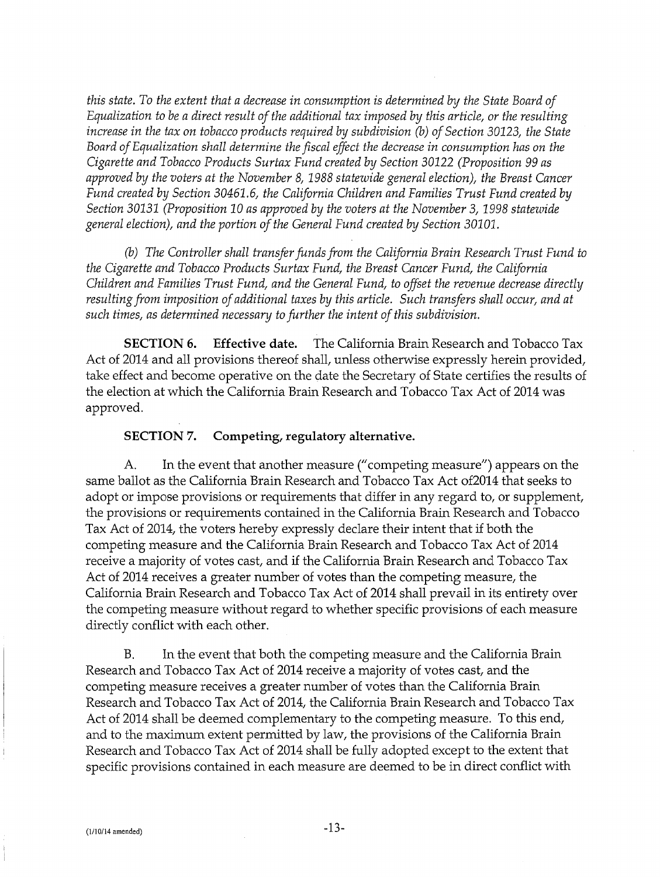*this state. To the extent that a decrease in consumption is determined by the State Board of Equalization to be a direct result of the additional tax imposed by this article, or the resulting increase in the tax on tobacco products required by subdivision (b) of Section 30123, the State Board of Equalization shall determine the fiscal effect the decrease in consumption has on the Cigarette and Tobacco Products Surtax Fund created by Section 30122 (Proposition 99 as approved by the voters at the November 8, 1988 statewide general election), the Breast Cancer Fund created by Section 30461.6, the California Children and Families Trust Fund created by Section 30131 (Proposition 10 as approved by the voters at the November 3, 1998 statewide general election), and the portion of the General Fund created by Section 30101.*

*(b) The Controller shall transfer funds from the California Brain Research Trust Fund to the Cigarette and Tobacco Products Surtax Fund, the Breast Cancer Fund, the California Children and Families Trust Fund, and the General Fund, to offset the revenue decrease directly resulting from imposition of additional taxes by this article. Such transfers shall occur, and at such times, as determined necessary to further the intent of this subdivision.*

**SECTION 6. Effective date.** The California Brain Research and Tobacco Tax Act of 2014 and all provisions thereof shall, unless otherwise expressly herein provided, take effect and become operative on the date the Secretary of State certifies the results of the election at which the California Brain Research and Tobacco Tax Act of 2014 was approved.

**SECTION 7. Competing, regulatory alternative.**

A. In the event that another measure ("competing measure") appears on the same ballot as the California Brain Research and Tobacco Tax Act of2014 that seeks to adopt or impose provisions or requirements that differ in any regard to, or supplement, the provisions or requirements contained in the California Brain Research and Tobacco Tax Act of 2014, the voters hereby expressly declare their intent that if both the competing measure and the California Brain Research and Tobacco Tax Act of 2014 receive a majority of votes cast, and if the California Brain Research and Tobacco Tax Act of 2014 receives a greater number of votes than the competing measure, the California Brain Research and Tobacco Tax Act of 2014 shall prevail in its entirety over the competing measure without regard to whether specific provisions of each measure directly conflict with each other.

B. In the event that both the competing measure and the California Brain Research and Tobacco Tax Act of 2014 receive a majority of votes cast, and the competing measure receives a greater number of votes than the California Brain Research and Tobacco Tax Act of 2014, the California Brain Research and Tobacco Tax Act of 2014 shall be deemed complementary to the competing measure. To this end, and to the maximum extent permitted by law, the provisions of the California Brain Research and Tobacco Tax Act of 2014 shall be fully adopted except to the extent that specific provisions contained in each measure are deemed to be in direct conflict with

(1/10/14 amended)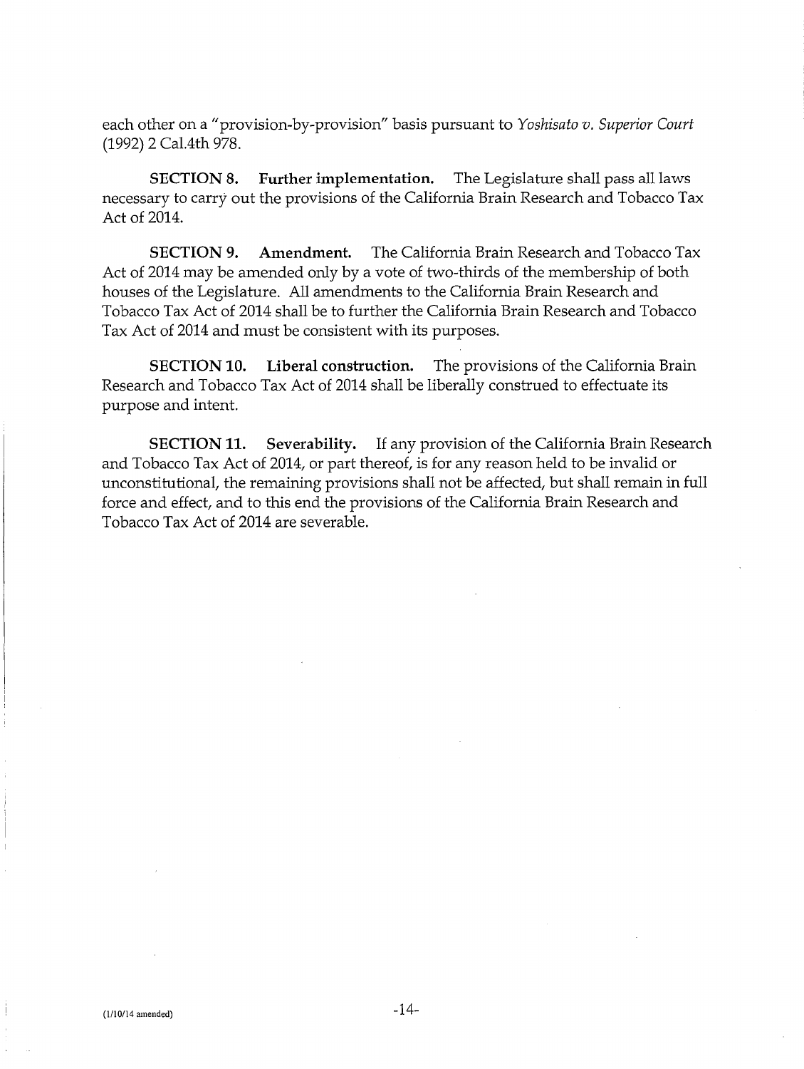each other on a "provision-by-provision" basis pursuant to *Yoshisato v. Superior Court* (1992) 2 Cal.4th 978.

**SECTION 8. Further implementation.** The Legislature shall pass all laws necessary to carry out the provisions of the California Brain Research and Tobacco Tax Act of 2014.

**SECTION 9. Amendment.** The California Brain Research and Tobacco Tax Act of 2014 may be amended only by a vote of two-thirds of the membership of both houses of the Legislature. All amendments to the California Brain Research and Tobacco Tax Act of 2014 shall be to further the California Brain Research and Tobacco Tax Act of 2014 and must be consistent with its purposes.

**SECTION 10. Liberal construction.** The provisions of the California Brain Research and Tobacco Tax Act of 2014 shall be liberally construed to effectuate its purpose and intent.

**SECTION 11. Severability.** If any provision of the California Brain Research and Tobacco Tax Act of 2014, or part thereof, is for any reason held to be invalid or unconstitutional, the remaining provisions shall not be affected, but shall remain in full force and effect, and to this end the provisions of the California Brain Research and Tobacco Tax Act of 2014 are severable.